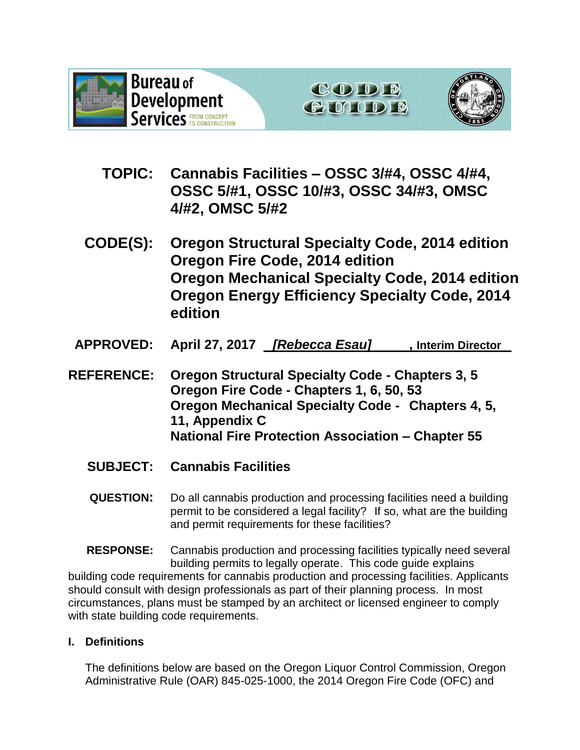Bureau of Development Services — FROM CONCEPT TO CONSTRUCTION

CODE GUIDE

**TOPIC:** **Cannabis Facilities – OSSC 3/#4, OSSC 4/#4, OSSC 5/#1, OSSC 10/#3, OSSC 34/#3, OMSC 4/#2, OMSC 5/#2**

**CODE(S):** **Oregon Structural Specialty Code, 2014 edition**
**Oregon Fire Code, 2014 edition**
**Oregon Mechanical Specialty Code, 2014 edition**
**Oregon Energy Efficiency Specialty Code, 2014 edition**

**APPROVED:** **April 27, 2017** ***[Rebecca Esau]*** **, Interim Director**

**REFERENCE:** **Oregon Structural Specialty Code - Chapters 3, 5**
**Oregon Fire Code - Chapters 1, 6, 50, 53**
**Oregon Mechanical Specialty Code - Chapters 4, 5, 11, Appendix C**
**National Fire Protection Association – Chapter 55**

**SUBJECT:** **Cannabis Facilities**

**QUESTION:** Do all cannabis production and processing facilities need a building permit to be considered a legal facility? If so, what are the building and permit requirements for these facilities?

**RESPONSE:** Cannabis production and processing facilities typically need several building permits to legally operate. This code guide explains building code requirements for cannabis production and processing facilities. Applicants should consult with design professionals as part of their planning process. In most circumstances, plans must be stamped by an architect or licensed engineer to comply with state building code requirements.

## I. Definitions

The definitions below are based on the Oregon Liquor Control Commission, Oregon Administrative Rule (OAR) 845-025-1000, the 2014 Oregon Fire Code (OFC) and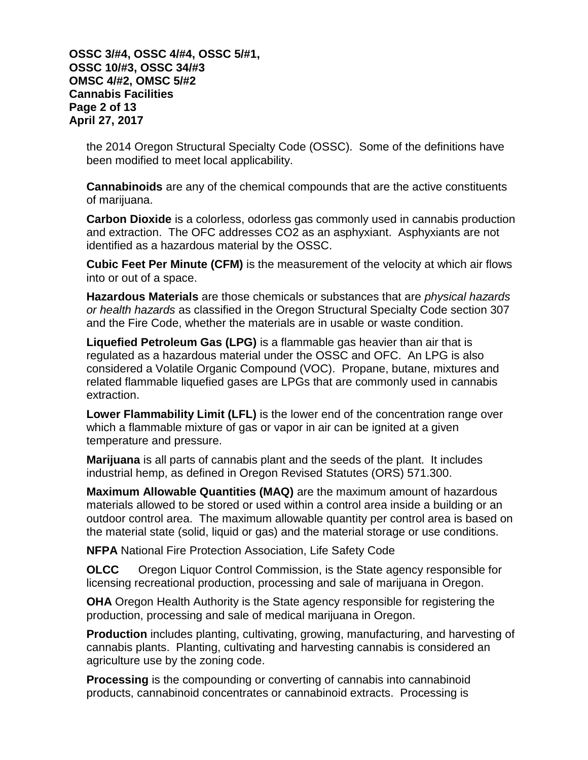the 2014 Oregon Structural Specialty Code (OSSC). Some of the definitions have been modified to meet local applicability.

**Cannabinoids** are any of the chemical compounds that are the active constituents of marijuana.

**Carbon Dioxide** is a colorless, odorless gas commonly used in cannabis production and extraction. The OFC addresses $CO_2$ as an asphyxiant. Asphyxiants are not identified as a hazardous material by the OSSC.

**Cubic Feet Per Minute (CFM)** is the measurement of the velocity at which air flows into or out of a space.

**Hazardous Materials** are those chemicals or substances that are *physical hazards or health hazards* as classified in the Oregon Structural Specialty Code section 307 and the Fire Code, whether the materials are in usable or waste condition.

**Liquefied Petroleum Gas (LPG)** is a flammable gas heavier than air that is regulated as a hazardous material under the OSSC and OFC. An LPG is also considered a Volatile Organic Compound (VOC). Propane, butane, mixtures and related flammable liquefied gases are LPGs that are commonly used in cannabis extraction.

**Lower Flammability Limit (LFL)** is the lower end of the concentration range over which a flammable mixture of gas or vapor in air can be ignited at a given temperature and pressure.

**Marijuana** is all parts of cannabis plant and the seeds of the plant. It includes industrial hemp, as defined in Oregon Revised Statutes (ORS) 571.300.

**Maximum Allowable Quantities (MAQ)** are the maximum amount of hazardous materials allowed to be stored or used within a control area inside a building or an outdoor control area. The maximum allowable quantity per control area is based on the material state (solid, liquid or gas) and the material storage or use conditions.

**NFPA** National Fire Protection Association, Life Safety Code

**OLCC** Oregon Liquor Control Commission, is the State agency responsible for licensing recreational production, processing and sale of marijuana in Oregon.

**OHA** Oregon Health Authority is the State agency responsible for registering the production, processing and sale of medical marijuana in Oregon.

**Production** includes planting, cultivating, growing, manufacturing, and harvesting of cannabis plants. Planting, cultivating and harvesting cannabis is considered an agriculture use by the zoning code.

**Processing** is the compounding or converting of cannabis into cannabinoid products, cannabinoid concentrates or cannabinoid extracts. Processing is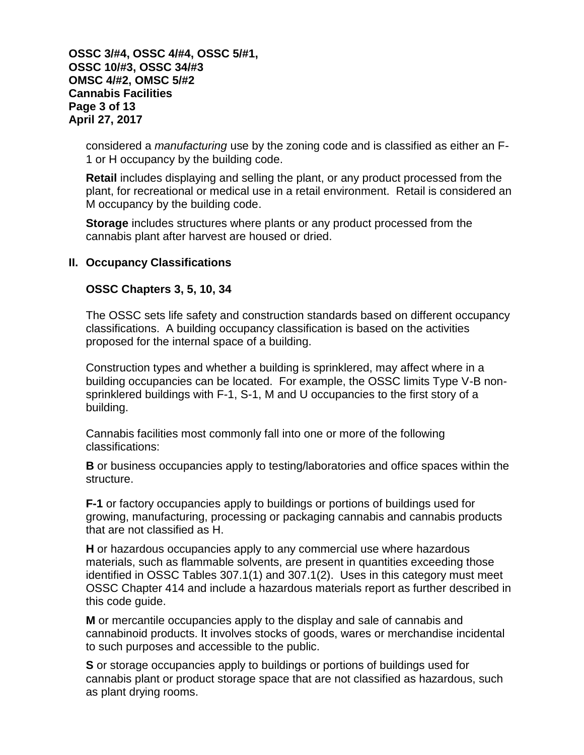considered a *manufacturing* use by the zoning code and is classified as either an F-1 or H occupancy by the building code.

**Retail** includes displaying and selling the plant, or any product processed from the plant, for recreational or medical use in a retail environment. Retail is considered an M occupancy by the building code.

**Storage** includes structures where plants or any product processed from the cannabis plant after harvest are housed or dried.

## II. Occupancy Classifications

### OSSC Chapters 3, 5, 10, 34

The OSSC sets life safety and construction standards based on different occupancy classifications. A building occupancy classification is based on the activities proposed for the internal space of a building.

Construction types and whether a building is sprinklered, may affect where in a building occupancies can be located. For example, the OSSC limits Type V-B non-sprinklered buildings with F-1, S-1, M and U occupancies to the first story of a building.

Cannabis facilities most commonly fall into one or more of the following classifications:

**B** or business occupancies apply to testing/laboratories and office spaces within the structure.

**F-1** or factory occupancies apply to buildings or portions of buildings used for growing, manufacturing, processing or packaging cannabis and cannabis products that are not classified as H.

**H** or hazardous occupancies apply to any commercial use where hazardous materials, such as flammable solvents, are present in quantities exceeding those identified in OSSC Tables 307.1(1) and 307.1(2). Uses in this category must meet OSSC Chapter 414 and include a hazardous materials report as further described in this code guide.

**M** or mercantile occupancies apply to the display and sale of cannabis and cannabinoid products. It involves stocks of goods, wares or merchandise incidental to such purposes and accessible to the public.

**S** or storage occupancies apply to buildings or portions of buildings used for cannabis plant or product storage space that are not classified as hazardous, such as plant drying rooms.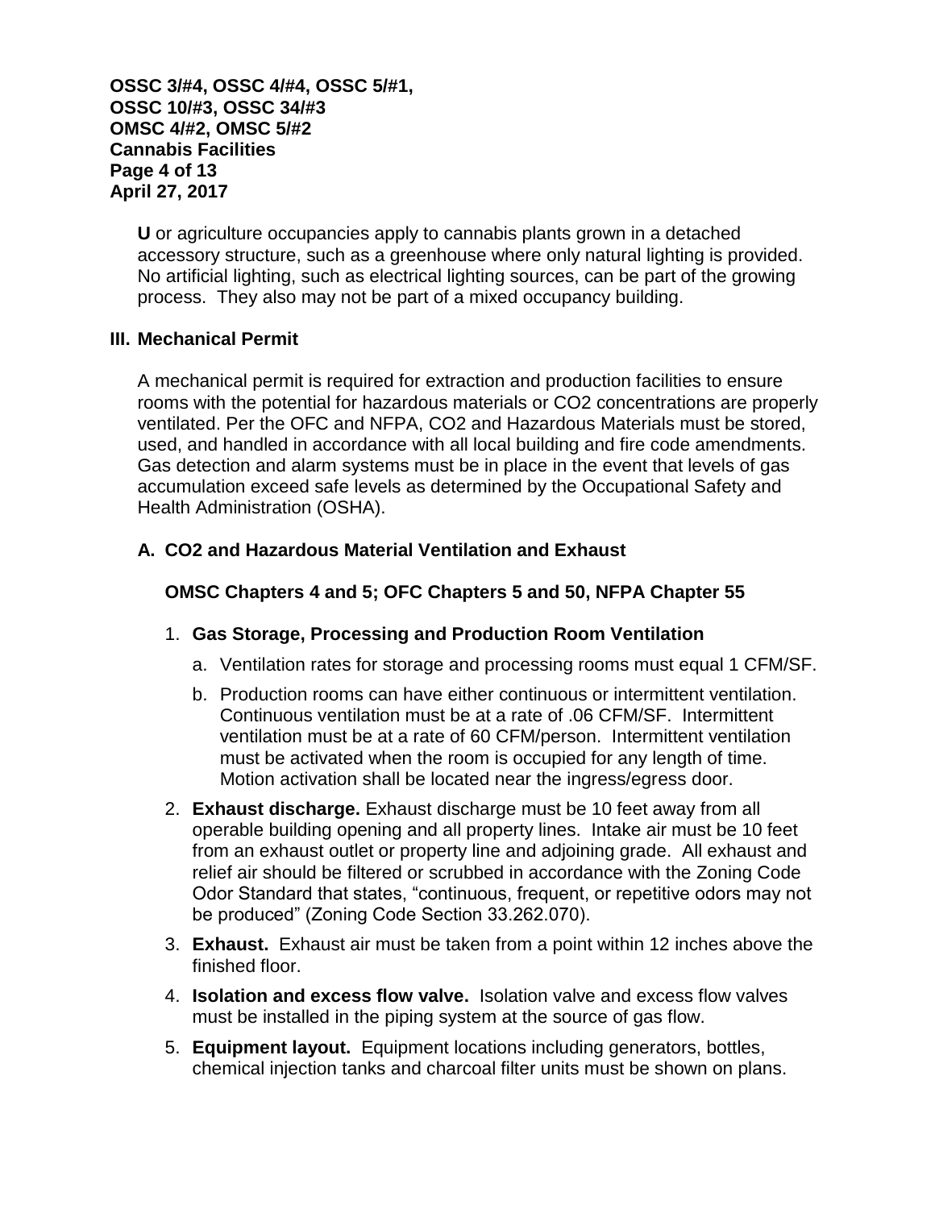**U** or agriculture occupancies apply to cannabis plants grown in a detached accessory structure, such as a greenhouse where only natural lighting is provided. No artificial lighting, such as electrical lighting sources, can be part of the growing process. They also may not be part of a mixed occupancy building.

## III. Mechanical Permit

A mechanical permit is required for extraction and production facilities to ensure rooms with the potential for hazardous materials or $CO_2$ concentrations are properly ventilated. Per the OFC and NFPA, $CO_2$ and Hazardous Materials must be stored, used, and handled in accordance with all local building and fire code amendments. Gas detection and alarm systems must be in place in the event that levels of gas accumulation exceed safe levels as determined by the Occupational Safety and Health Administration (OSHA).

### A. $CO_2$ and Hazardous Material Ventilation and Exhaust

**OMSC Chapters 4 and 5; OFC Chapters 5 and 50, NFPA Chapter 55**

1. **Gas Storage, Processing and Production Room Ventilation**
   a. Ventilation rates for storage and processing rooms must equal 1 CFM/SF.
   b. Production rooms can have either continuous or intermittent ventilation. Continuous ventilation must be at a rate of .06 CFM/SF. Intermittent ventilation must be at a rate of 60 CFM/person. Intermittent ventilation must be activated when the room is occupied for any length of time. Motion activation shall be located near the ingress/egress door.
2. **Exhaust discharge.** Exhaust discharge must be 10 feet away from all operable building opening and all property lines. Intake air must be 10 feet from an exhaust outlet or property line and adjoining grade. All exhaust and relief air should be filtered or scrubbed in accordance with the Zoning Code Odor Standard that states, "continuous, frequent, or repetitive odors may not be produced" (Zoning Code Section 33.262.070).
3. **Exhaust.** Exhaust air must be taken from a point within 12 inches above the finished floor.
4. **Isolation and excess flow valve.** Isolation valve and excess flow valves must be installed in the piping system at the source of gas flow.
5. **Equipment layout.** Equipment locations including generators, bottles, chemical injection tanks and charcoal filter units must be shown on plans.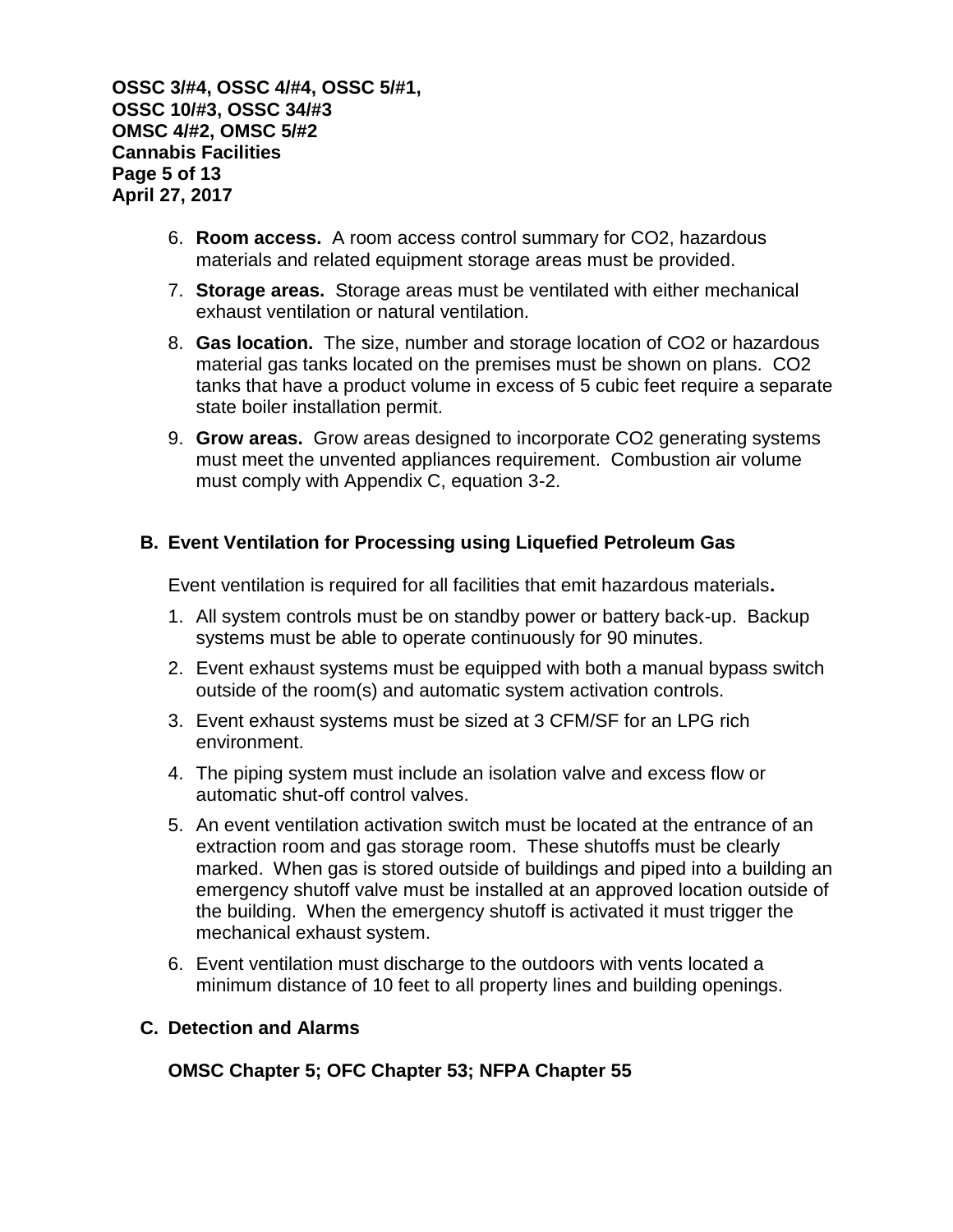6. **Room access.** A room access control summary for $CO_2$, hazardous materials and related equipment storage areas must be provided.

7. **Storage areas.** Storage areas must be ventilated with either mechanical exhaust ventilation or natural ventilation.

8. **Gas location.** The size, number and storage location of $CO_2$ or hazardous material gas tanks located on the premises must be shown on plans. $CO_2$ tanks that have a product volume in excess of 5 cubic feet require a separate state boiler installation permit.

9. **Grow areas.** Grow areas designed to incorporate $CO_2$ generating systems must meet the unvented appliances requirement. Combustion air volume must comply with Appendix C, equation 3-2.

## B. Event Ventilation for Processing using Liquefied Petroleum Gas

Event ventilation is required for all facilities that emit hazardous materials**.**

1. All system controls must be on standby power or battery back-up. Backup systems must be able to operate continuously for 90 minutes.
2. Event exhaust systems must be equipped with both a manual bypass switch outside of the room(s) and automatic system activation controls.
3. Event exhaust systems must be sized at 3 CFM/SF for an LPG rich environment.
4. The piping system must include an isolation valve and excess flow or automatic shut-off control valves.
5. An event ventilation activation switch must be located at the entrance of an extraction room and gas storage room. These shutoffs must be clearly marked. When gas is stored outside of buildings and piped into a building an emergency shutoff valve must be installed at an approved location outside of the building. When the emergency shutoff is activated it must trigger the mechanical exhaust system.
6. Event ventilation must discharge to the outdoors with vents located a minimum distance of 10 feet to all property lines and building openings.

## C. Detection and Alarms

**OMSC Chapter 5; OFC Chapter 53; NFPA Chapter 55**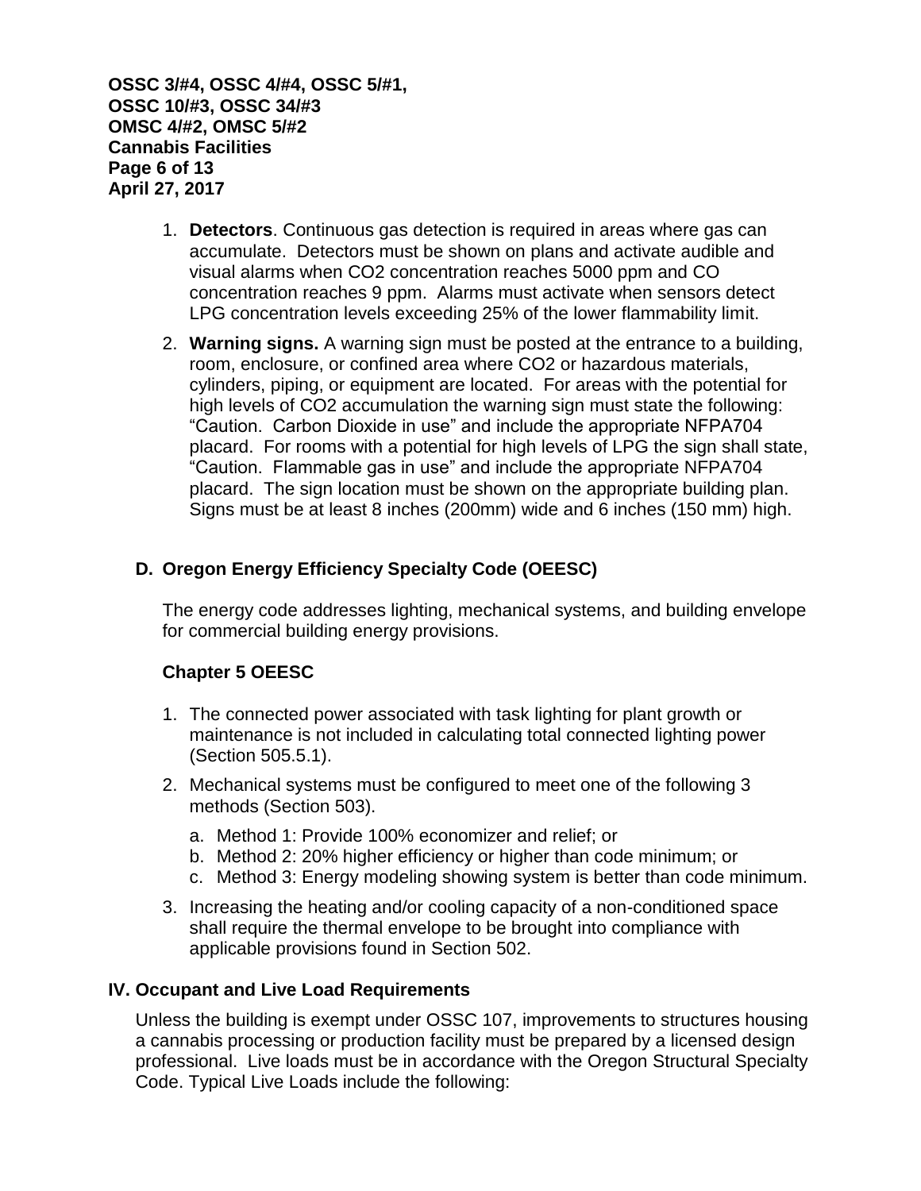1. **Detectors**. Continuous gas detection is required in areas where gas can accumulate. Detectors must be shown on plans and activate audible and visual alarms when $CO_2$ concentration reaches 5000 ppm and CO concentration reaches 9 ppm. Alarms must activate when sensors detect LPG concentration levels exceeding 25% of the lower flammability limit.

2. **Warning signs.** A warning sign must be posted at the entrance to a building, room, enclosure, or confined area where $CO_2$ or hazardous materials, cylinders, piping, or equipment are located. For areas with the potential for high levels of $CO_2$ accumulation the warning sign must state the following: "Caution. Carbon Dioxide in use" and include the appropriate NFPA704 placard. For rooms with a potential for high levels of LPG the sign shall state, "Caution. Flammable gas in use" and include the appropriate NFPA704 placard. The sign location must be shown on the appropriate building plan. Signs must be at least 8 inches (200mm) wide and 6 inches (150 mm) high.

### D. Oregon Energy Efficiency Specialty Code (OEESC)

The energy code addresses lighting, mechanical systems, and building envelope for commercial building energy provisions.

#### Chapter 5 OEESC

1. The connected power associated with task lighting for plant growth or maintenance is not included in calculating total connected lighting power (Section 505.5.1).

2. Mechanical systems must be configured to meet one of the following 3 methods (Section 503).
   a. Method 1: Provide 100% economizer and relief; or
   b. Method 2: 20% higher efficiency or higher than code minimum; or
   c. Method 3: Energy modeling showing system is better than code minimum.

3. Increasing the heating and/or cooling capacity of a non-conditioned space shall require the thermal envelope to be brought into compliance with applicable provisions found in Section 502.

## IV. Occupant and Live Load Requirements

Unless the building is exempt under OSSC 107, improvements to structures housing a cannabis processing or production facility must be prepared by a licensed design professional. Live loads must be in accordance with the Oregon Structural Specialty Code. Typical Live Loads include the following: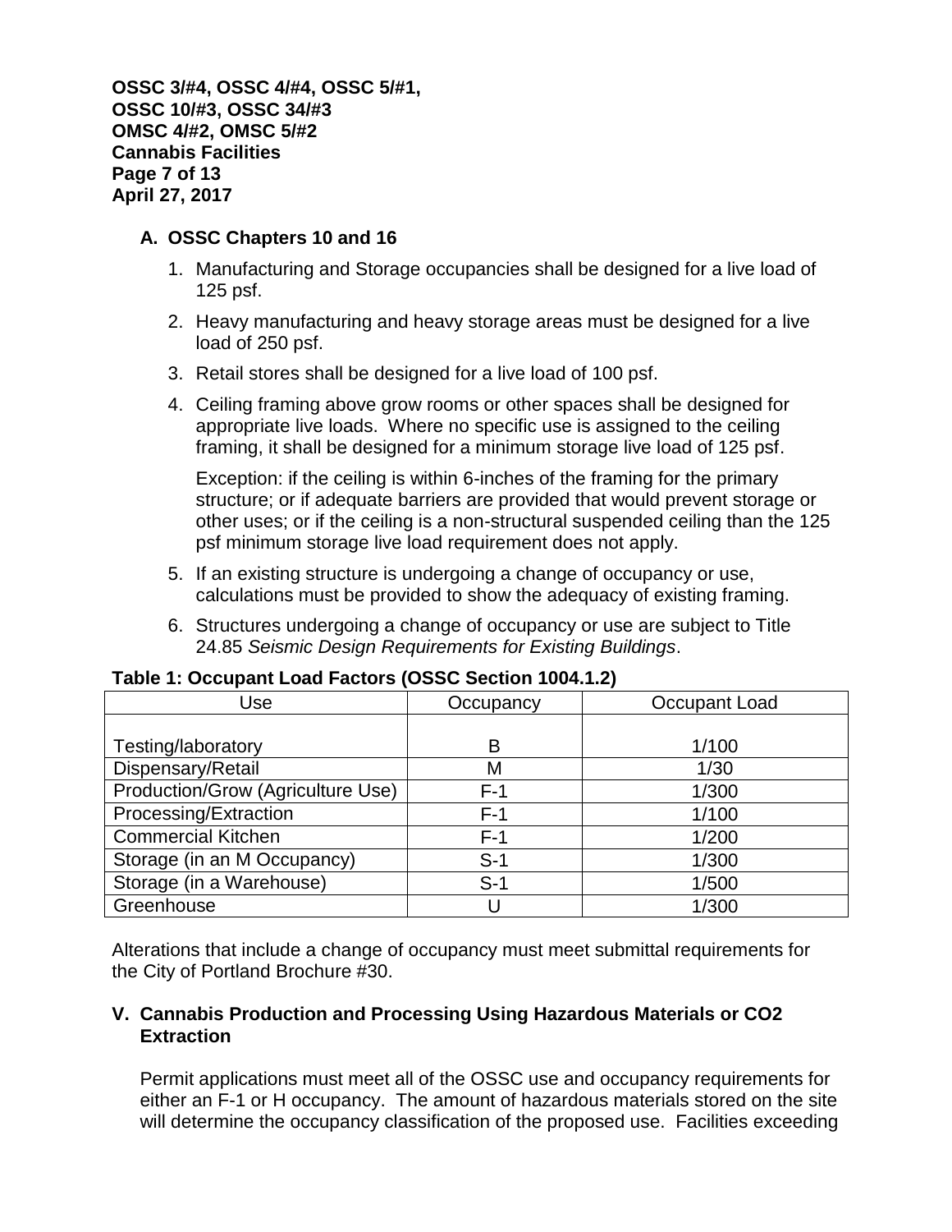### A. OSSC Chapters 10 and 16

1. Manufacturing and Storage occupancies shall be designed for a live load of 125 psf.
2. Heavy manufacturing and heavy storage areas must be designed for a live load of 250 psf.
3. Retail stores shall be designed for a live load of 100 psf.
4. Ceiling framing above grow rooms or other spaces shall be designed for appropriate live loads. Where no specific use is assigned to the ceiling framing, it shall be designed for a minimum storage live load of 125 psf.

   Exception: if the ceiling is within 6-inches of the framing for the primary structure; or if adequate barriers are provided that would prevent storage or other uses; or if the ceiling is a non-structural suspended ceiling than the 125 psf minimum storage live load requirement does not apply.

5. If an existing structure is undergoing a change of occupancy or use, calculations must be provided to show the adequacy of existing framing.
6. Structures undergoing a change of occupancy or use are subject to Title 24.85 *Seismic Design Requirements for Existing Buildings*.

**Table 1: Occupant Load Factors (OSSC Section 1004.1.2)**

| Use | Occupancy | Occupant Load |
|---|---|---|
| Testing/laboratory | B | 1/100 |
| Dispensary/Retail | M | 1/30 |
| Production/Grow (Agriculture Use) | F-1 | 1/300 |
| Processing/Extraction | F-1 | 1/100 |
| Commercial Kitchen | F-1 | 1/200 |
| Storage (in an M Occupancy) | S-1 | 1/300 |
| Storage (in a Warehouse) | S-1 | 1/500 |
| Greenhouse | U | 1/300 |

Alterations that include a change of occupancy must meet submittal requirements for the City of Portland Brochure #30.

## V. Cannabis Production and Processing Using Hazardous Materials or CO2 Extraction

Permit applications must meet all of the OSSC use and occupancy requirements for either an F-1 or H occupancy. The amount of hazardous materials stored on the site will determine the occupancy classification of the proposed use. Facilities exceeding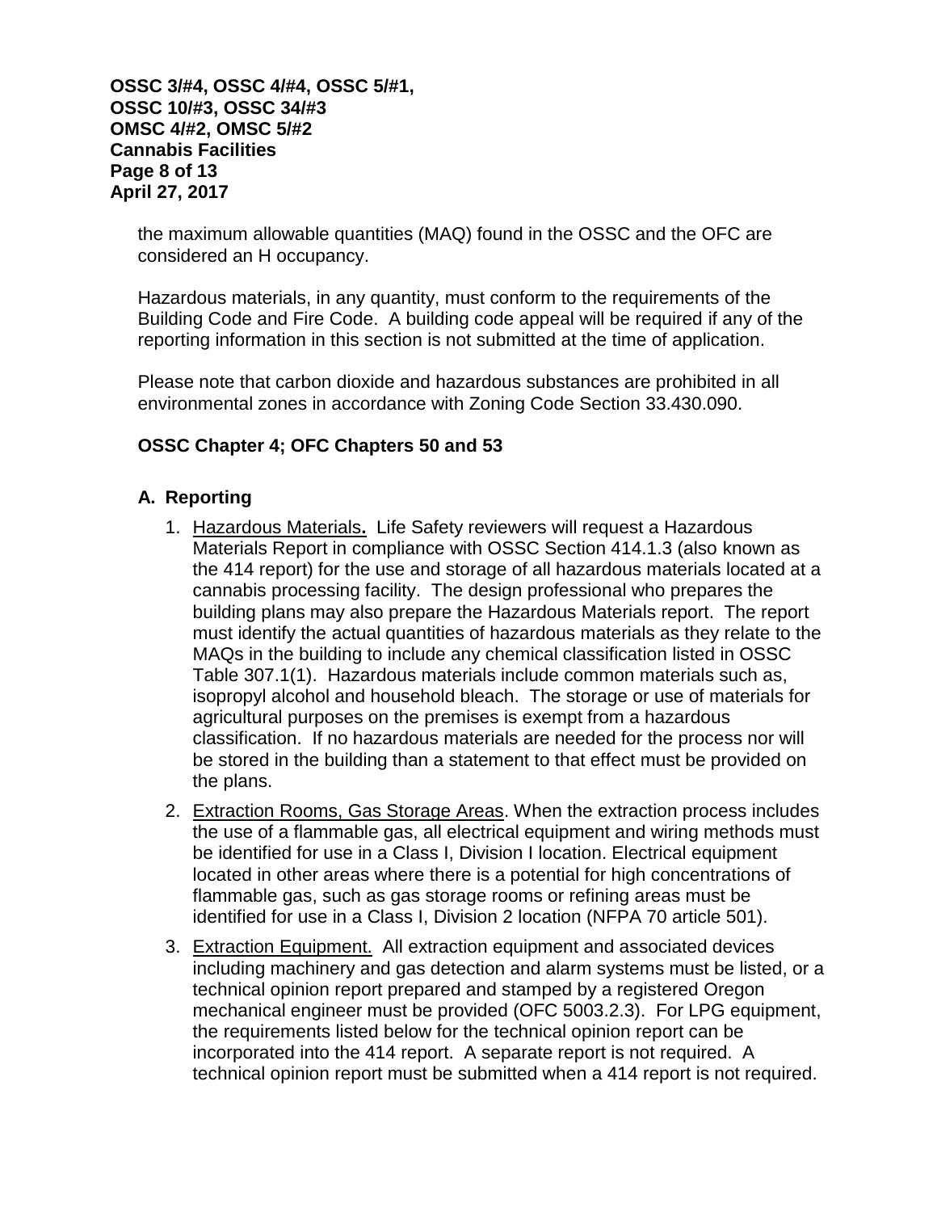the maximum allowable quantities (MAQ) found in the OSSC and the OFC are considered an H occupancy.

Hazardous materials, in any quantity, must conform to the requirements of the Building Code and Fire Code. A building code appeal will be required if any of the reporting information in this section is not submitted at the time of application.

Please note that carbon dioxide and hazardous substances are prohibited in all environmental zones in accordance with Zoning Code Section 33.430.090.

**OSSC Chapter 4; OFC Chapters 50 and 53**

**A. Reporting**

1. Hazardous Materials**.** Life Safety reviewers will request a Hazardous Materials Report in compliance with OSSC Section 414.1.3 (also known as the 414 report) for the use and storage of all hazardous materials located at a cannabis processing facility. The design professional who prepares the building plans may also prepare the Hazardous Materials report. The report must identify the actual quantities of hazardous materials as they relate to the MAQs in the building to include any chemical classification listed in OSSC Table 307.1(1). Hazardous materials include common materials such as, isopropyl alcohol and household bleach. The storage or use of materials for agricultural purposes on the premises is exempt from a hazardous classification. If no hazardous materials are needed for the process nor will be stored in the building than a statement to that effect must be provided on the plans.
2. Extraction Rooms, Gas Storage Areas. When the extraction process includes the use of a flammable gas, all electrical equipment and wiring methods must be identified for use in a Class I, Division I location. Electrical equipment located in other areas where there is a potential for high concentrations of flammable gas, such as gas storage rooms or refining areas must be identified for use in a Class I, Division 2 location (NFPA 70 article 501).
3. Extraction Equipment. All extraction equipment and associated devices including machinery and gas detection and alarm systems must be listed, or a technical opinion report prepared and stamped by a registered Oregon mechanical engineer must be provided (OFC 5003.2.3). For LPG equipment, the requirements listed below for the technical opinion report can be incorporated into the 414 report. A separate report is not required. A technical opinion report must be submitted when a 414 report is not required.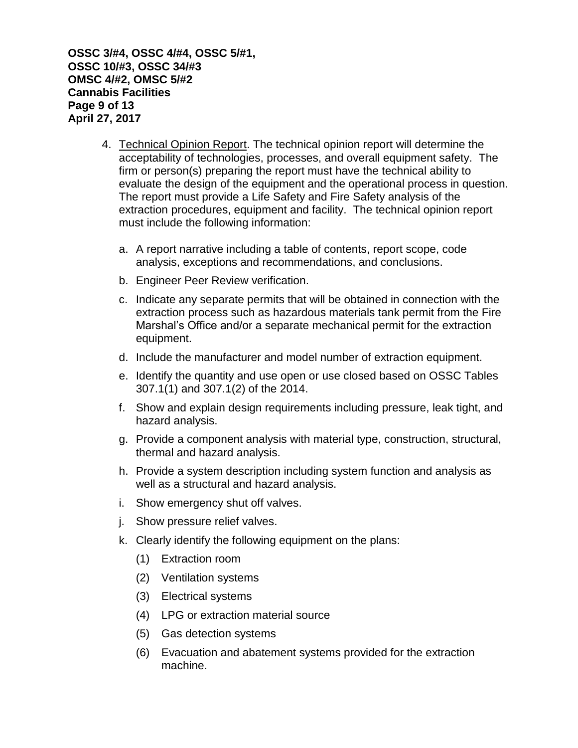4. <u>Technical Opinion Report</u>. The technical opinion report will determine the acceptability of technologies, processes, and overall equipment safety. The firm or person(s) preparing the report must have the technical ability to evaluate the design of the equipment and the operational process in question. The report must provide a Life Safety and Fire Safety analysis of the extraction procedures, equipment and facility. The technical opinion report must include the following information:

   a. A report narrative including a table of contents, report scope, code analysis, exceptions and recommendations, and conclusions.

   b. Engineer Peer Review verification.

   c. Indicate any separate permits that will be obtained in connection with the extraction process such as hazardous materials tank permit from the Fire Marshal's Office and/or a separate mechanical permit for the extraction equipment.

   d. Include the manufacturer and model number of extraction equipment.

   e. Identify the quantity and use open or use closed based on OSSC Tables 307.1(1) and 307.1(2) of the 2014.

   f. Show and explain design requirements including pressure, leak tight, and hazard analysis.

   g. Provide a component analysis with material type, construction, structural, thermal and hazard analysis.

   h. Provide a system description including system function and analysis as well as a structural and hazard analysis.

   i. Show emergency shut off valves.

   j. Show pressure relief valves.

   k. Clearly identify the following equipment on the plans:

      (1) Extraction room

      (2) Ventilation systems

      (3) Electrical systems

      (4) LPG or extraction material source

      (5) Gas detection systems

      (6) Evacuation and abatement systems provided for the extraction machine.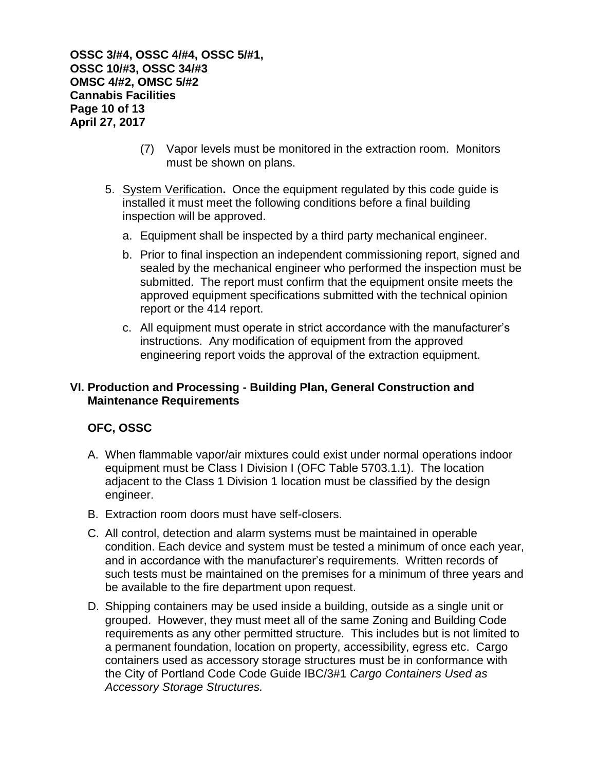(7) Vapor levels must be monitored in the extraction room. Monitors must be shown on plans.

5. <u>System Verification</u>**.** Once the equipment regulated by this code guide is installed it must meet the following conditions before a final building inspection will be approved.

   a. Equipment shall be inspected by a third party mechanical engineer.

   b. Prior to final inspection an independent commissioning report, signed and sealed by the mechanical engineer who performed the inspection must be submitted. The report must confirm that the equipment onsite meets the approved equipment specifications submitted with the technical opinion report or the 414 report.

   c. All equipment must operate in strict accordance with the manufacturer's instructions. Any modification of equipment from the approved engineering report voids the approval of the extraction equipment.

## VI. Production and Processing - Building Plan, General Construction and Maintenance Requirements

### OFC, OSSC

A. When flammable vapor/air mixtures could exist under normal operations indoor equipment must be Class I Division I (OFC Table 5703.1.1). The location adjacent to the Class 1 Division 1 location must be classified by the design engineer.

B. Extraction room doors must have self-closers.

C. All control, detection and alarm systems must be maintained in operable condition. Each device and system must be tested a minimum of once each year, and in accordance with the manufacturer's requirements. Written records of such tests must be maintained on the premises for a minimum of three years and be available to the fire department upon request.

D. Shipping containers may be used inside a building, outside as a single unit or grouped. However, they must meet all of the same Zoning and Building Code requirements as any other permitted structure. This includes but is not limited to a permanent foundation, location on property, accessibility, egress etc. Cargo containers used as accessory storage structures must be in conformance with the City of Portland Code Code Guide IBC/3#1 *Cargo Containers Used as Accessory Storage Structures.*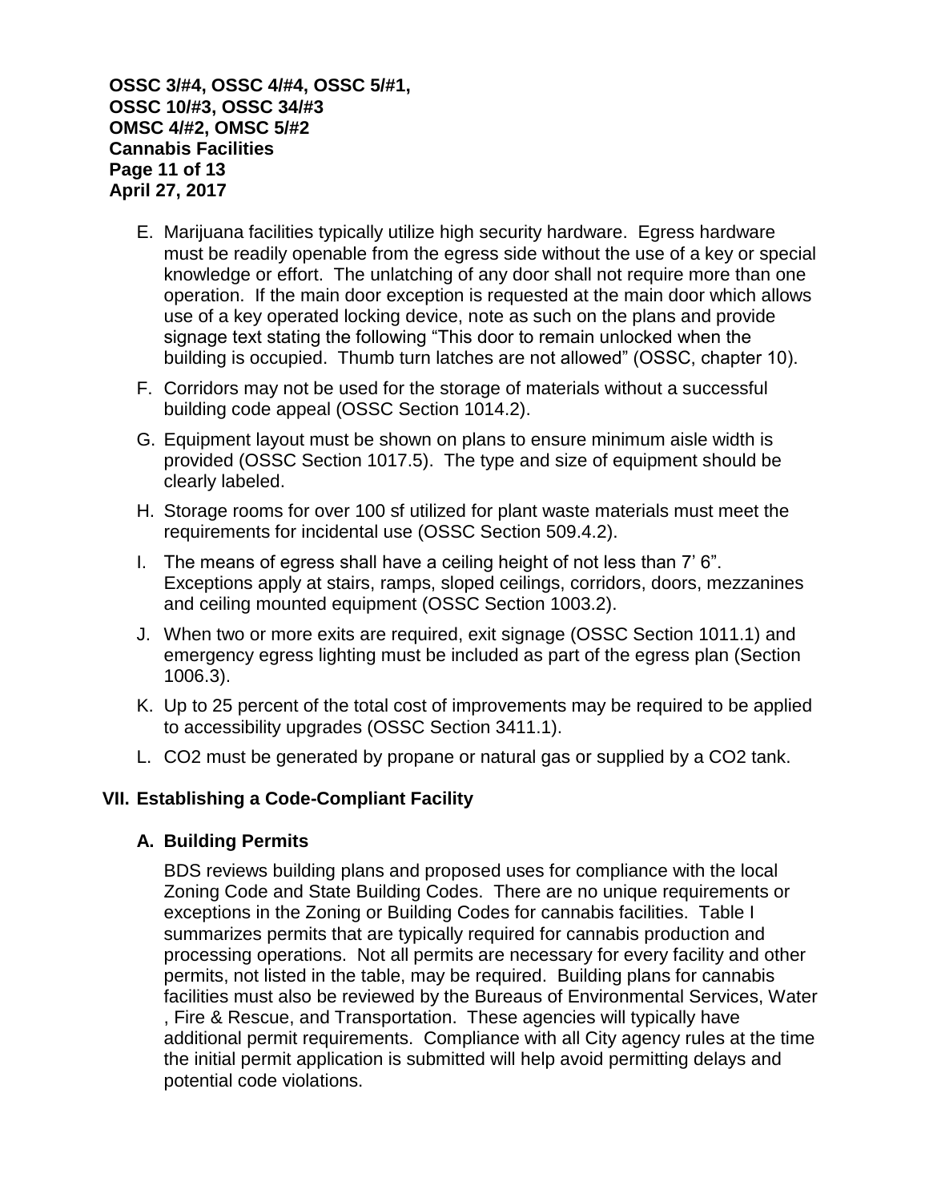E. Marijuana facilities typically utilize high security hardware. Egress hardware must be readily openable from the egress side without the use of a key or special knowledge or effort. The unlatching of any door shall not require more than one operation. If the main door exception is requested at the main door which allows use of a key operated locking device, note as such on the plans and provide signage text stating the following "This door to remain unlocked when the building is occupied. Thumb turn latches are not allowed" (OSSC, chapter 10).

F. Corridors may not be used for the storage of materials without a successful building code appeal (OSSC Section 1014.2).

G. Equipment layout must be shown on plans to ensure minimum aisle width is provided (OSSC Section 1017.5). The type and size of equipment should be clearly labeled.

H. Storage rooms for over 100 sf utilized for plant waste materials must meet the requirements for incidental use (OSSC Section 509.4.2).

I. The means of egress shall have a ceiling height of not less than 7' 6". Exceptions apply at stairs, ramps, sloped ceilings, corridors, doors, mezzanines and ceiling mounted equipment (OSSC Section 1003.2).

J. When two or more exits are required, exit signage (OSSC Section 1011.1) and emergency egress lighting must be included as part of the egress plan (Section 1006.3).

K. Up to 25 percent of the total cost of improvements may be required to be applied to accessibility upgrades (OSSC Section 3411.1).

L. $CO_2$ must be generated by propane or natural gas or supplied by a $CO_2$ tank.

## VII. Establishing a Code-Compliant Facility

### A. Building Permits

BDS reviews building plans and proposed uses for compliance with the local Zoning Code and State Building Codes. There are no unique requirements or exceptions in the Zoning or Building Codes for cannabis facilities. Table I summarizes permits that are typically required for cannabis production and processing operations. Not all permits are necessary for every facility and other permits, not listed in the table, may be required. Building plans for cannabis facilities must also be reviewed by the Bureaus of Environmental Services, Water , Fire & Rescue, and Transportation. These agencies will typically have additional permit requirements. Compliance with all City agency rules at the time the initial permit application is submitted will help avoid permitting delays and potential code violations.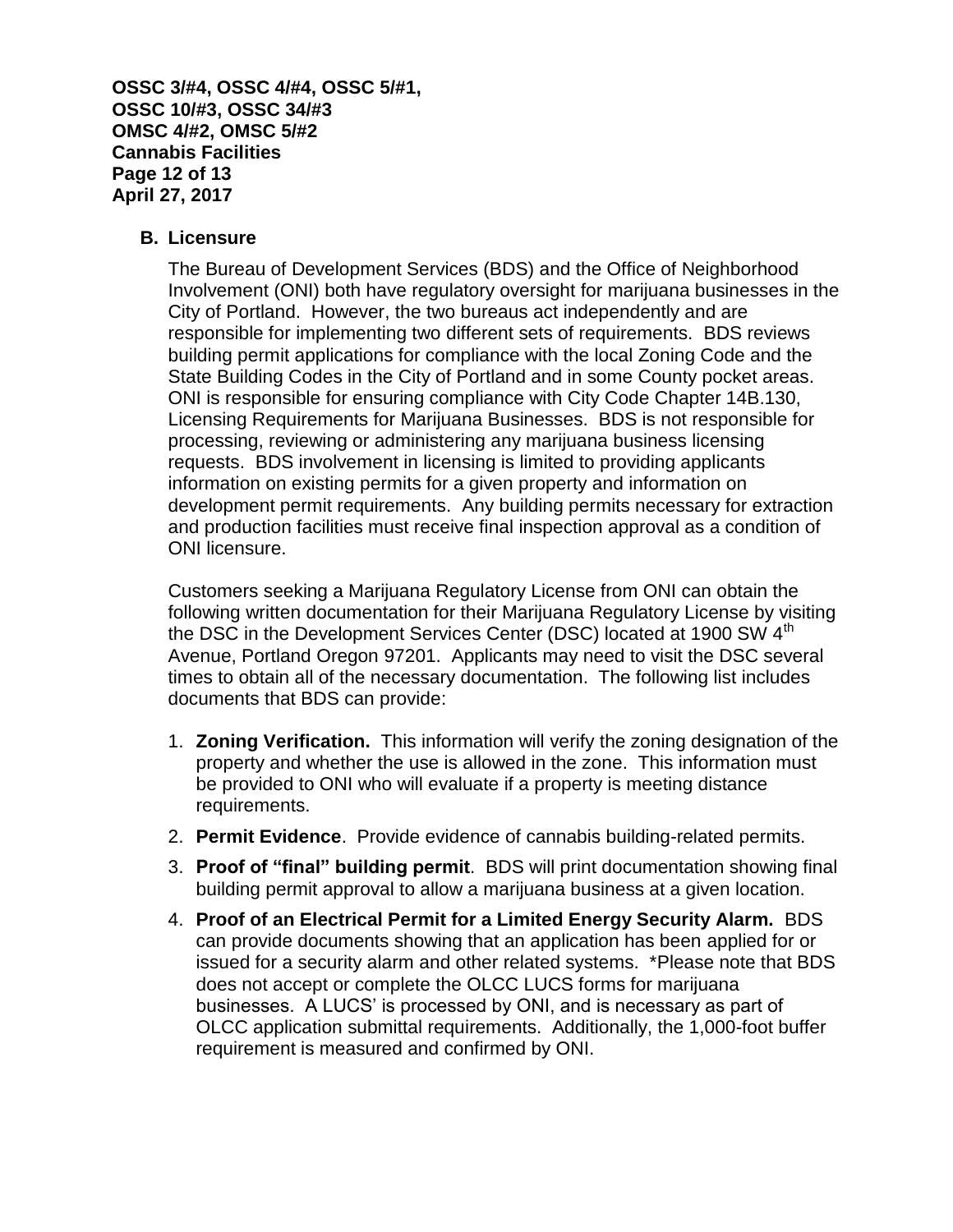### B. Licensure

The Bureau of Development Services (BDS) and the Office of Neighborhood Involvement (ONI) both have regulatory oversight for marijuana businesses in the City of Portland. However, the two bureaus act independently and are responsible for implementing two different sets of requirements. BDS reviews building permit applications for compliance with the local Zoning Code and the State Building Codes in the City of Portland and in some County pocket areas. ONI is responsible for ensuring compliance with City Code Chapter 14B.130, Licensing Requirements for Marijuana Businesses. BDS is not responsible for processing, reviewing or administering any marijuana business licensing requests. BDS involvement in licensing is limited to providing applicants information on existing permits for a given property and information on development permit requirements. Any building permits necessary for extraction and production facilities must receive final inspection approval as a condition of ONI licensure.

Customers seeking a Marijuana Regulatory License from ONI can obtain the following written documentation for their Marijuana Regulatory License by visiting the DSC in the Development Services Center (DSC) located at 1900 SW 4th Avenue, Portland Oregon 97201. Applicants may need to visit the DSC several times to obtain all of the necessary documentation. The following list includes documents that BDS can provide:

1. **Zoning Verification.** This information will verify the zoning designation of the property and whether the use is allowed in the zone. This information must be provided to ONI who will evaluate if a property is meeting distance requirements.
2. **Permit Evidence**. Provide evidence of cannabis building-related permits.
3. **Proof of "final" building permit**. BDS will print documentation showing final building permit approval to allow a marijuana business at a given location.
4. **Proof of an Electrical Permit for a Limited Energy Security Alarm.** BDS can provide documents showing that an application has been applied for or issued for a security alarm and other related systems. *Please note that BDS does not accept or complete the OLCC LUCS forms for marijuana businesses. A LUCS' is processed by ONI, and is necessary as part of OLCC application submittal requirements. Additionally, the 1,000-foot buffer requirement is measured and confirmed by ONI.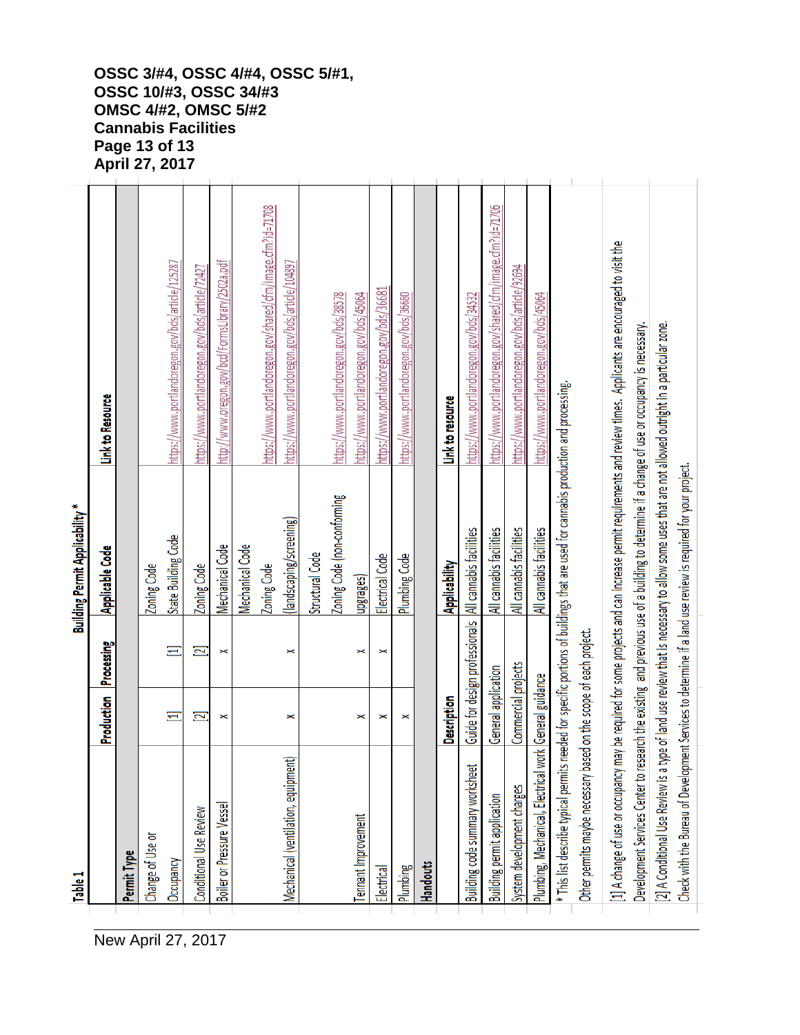Table 1

**Building Permit Applicability \***

| Permit Type | Production | Processing | Applicable Code | Link to Resource |
|---|---|---|---|---|
| Change of Use or Occupancy | [1] | [1] | Zoning Code State Building Code | https://www.portlandoregon.gov/bds/article/125287 |
| Conditional Use Review | [2] | [2] | Zoning Code | https://www.portlandoregon.gov/bds/article/72427 |
| Boiler or Pressure Vessel | x | x | Mechanical Code | http://www.oregon.gov/bcd/FormsLibrary/2502a.pdf |
| Mechanical (ventilation, equipment) | x | x | Mechanical Code Zoning Code (landscaping/screening) | https://www.portlandoregon.gov/shared/cfm/image.cfm?id=71708 https://www.portlandoregon.gov/bds/article/104897 |
| Tenant Improvement | x | x | Structural Code Zoning Code (non-conforming upgrades) | https://www.portlandoregon.gov/bds/38578 https://www.portlandoregon.gov/bds/45064 |
| Electrical | x | x | Electrical Code | https://www.portlandoregon.gov/bds/36681 |
| Plumbing | x | | Plumbing Code | https://www.portlandoregon.gov/bds/36680 |

**Handouts**

| | Description | Applicability | Link to resource |
|---|---|---|---|
| Building code summary worksheet | Guide for design professionals | All cannabis facilities | https://www.portlandoregon.gov/bds/34532 |
| Building permit application | General application | All cannabis facilities | https://www.portlandoregon.gov/shared/cfm/image.cfm?id=71706 |
| System development charges | Commercial projects | All cannabis facilities | https://www.portlandoregon.gov/bds/article/93694 |
| Plumbing, Mechanical, Electrical work | General guidance | All cannabis facilities | https://www.portlandoregon.gov/bds/45064 |

\* This list describe typical permits needed for specific portions of buildings that are used for cannabis production and processing.
Other permits maybe necessary based on the scope of each project.

[1] A change of use or occupancy may be required for some projects and can increase permit requirements and review times. Applicants are encouraged to visit the Development Services Center to research the existing and previous use of a building to determine if a change of use or occupancy is necessary.

[2] A Conditional Use Review is a type of land use review that is necessary to allow some uses that are not allowed outright in a particular zone. Check with the Bureau of Development Services to determine if a land use review is required for your project.

New April 27, 2017